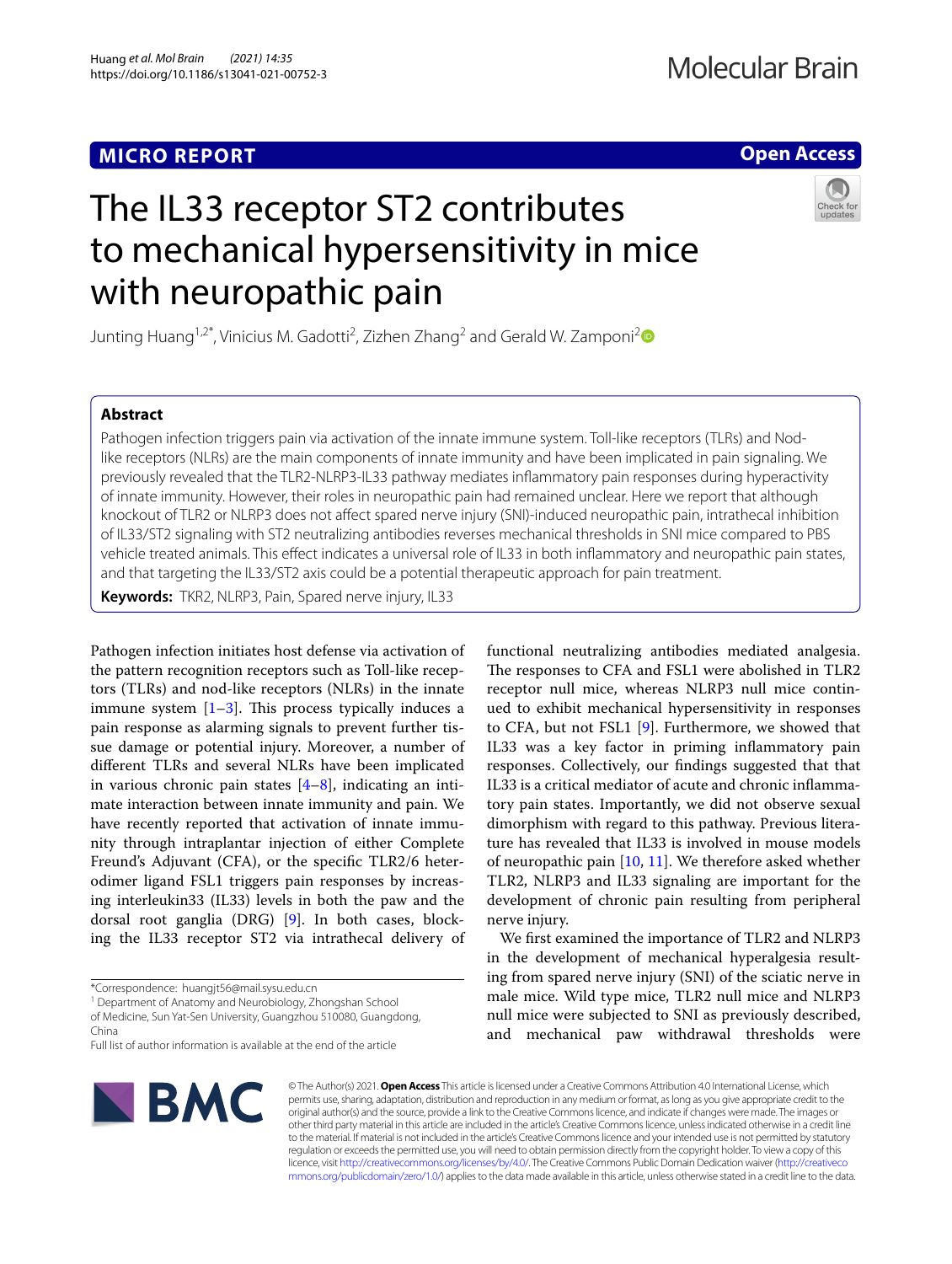MICRO REPORT

Open Access

# The IL33 receptor ST2 contributes to mechanical hypersensitivity in mice with neuropathic pain

Junting Huang[1,2*], Vinicius M. Gadotti[2], Zizhen Zhang[2] and Gerald W. Zamponi[2]

## Abstract

Pathogen infection triggers pain via activation of the innate immune system. Toll-like receptors (TLRs) and Nod-like receptors (NLRs) are the main components of innate immunity and have been implicated in pain signaling. We previously revealed that the TLR2-NLRP3-IL33 pathway mediates inflammatory pain responses during hyperactivity of innate immunity. However, their roles in neuropathic pain had remained unclear. Here we report that although knockout of TLR2 or NLRP3 does not affect spared nerve injury (SNI)-induced neuropathic pain, intrathecal inhibition of IL33/ST2 signaling with ST2 neutralizing antibodies reverses mechanical thresholds in SNI mice compared to PBS vehicle treated animals. This effect indicates a universal role of IL33 in both inflammatory and neuropathic pain states, and that targeting the IL33/ST2 axis could be a potential therapeutic approach for pain treatment.

**Keywords:** TKR2, NLRP3, Pain, Spared nerve injury, IL33

Pathogen infection initiates host defense via activation of the pattern recognition receptors such as Toll-like receptors (TLRs) and nod-like receptors (NLRs) in the innate immune system [1–3]. This process typically induces a pain response as alarming signals to prevent further tissue damage or potential injury. Moreover, a number of different TLRs and several NLRs have been implicated in various chronic pain states [4–8], indicating an intimate interaction between innate immunity and pain. We have recently reported that activation of innate immunity through intraplantar injection of either Complete Freund's Adjuvant (CFA), or the specific TLR2/6 heterodimer ligand FSL1 triggers pain responses by increasing interleukin33 (IL33) levels in both the paw and the dorsal root ganglia (DRG) [9]. In both cases, blocking the IL33 receptor ST2 via intrathecal delivery of functional neutralizing antibodies mediated analgesia. The responses to CFA and FSL1 were abolished in TLR2 receptor null mice, whereas NLRP3 null mice continued to exhibit mechanical hypersensitivity in responses to CFA, but not FSL1 [9]. Furthermore, we showed that IL33 was a key factor in priming inflammatory pain responses. Collectively, our findings suggested that that IL33 is a critical mediator of acute and chronic inflammatory pain states. Importantly, we did not observe sexual dimorphism with regard to this pathway. Previous literature has revealed that IL33 is involved in mouse models of neuropathic pain [10, 11]. We therefore asked whether TLR2, NLRP3 and IL33 signaling are important for the development of chronic pain resulting from peripheral nerve injury.

We first examined the importance of TLR2 and NLRP3 in the development of mechanical hyperalgesia resulting from spared nerve injury (SNI) of the sciatic nerve in male mice. Wild type mice, TLR2 null mice and NLRP3 null mice were subjected to SNI as previously described, and mechanical paw withdrawal thresholds were

*Correspondence: huangjt56@mail.sysu.edu.cn
[1] Department of Anatomy and Neurobiology, Zhongshan School of Medicine, Sun Yat-Sen University, Guangzhou 510080, Guangdong, China
Full list of author information is available at the end of the article

© The Author(s) 2021. **Open Access** This article is licensed under a Creative Commons Attribution 4.0 International License, which permits use, sharing, adaptation, distribution and reproduction in any medium or format, as long as you give appropriate credit to the original author(s) and the source, provide a link to the Creative Commons licence, and indicate if changes were made. The images or other third party material in this article are included in the article's Creative Commons licence, unless indicated otherwise in a credit line to the material. If material is not included in the article's Creative Commons licence and your intended use is not permitted by statutory regulation or exceeds the permitted use, you will need to obtain permission directly from the copyright holder. To view a copy of this licence, visit http://creativecommons.org/licenses/by/4.0/. The Creative Commons Public Domain Dedication waiver (http://creativecommons.org/publicdomain/zero/1.0/) applies to the data made available in this article, unless otherwise stated in a credit line to the data.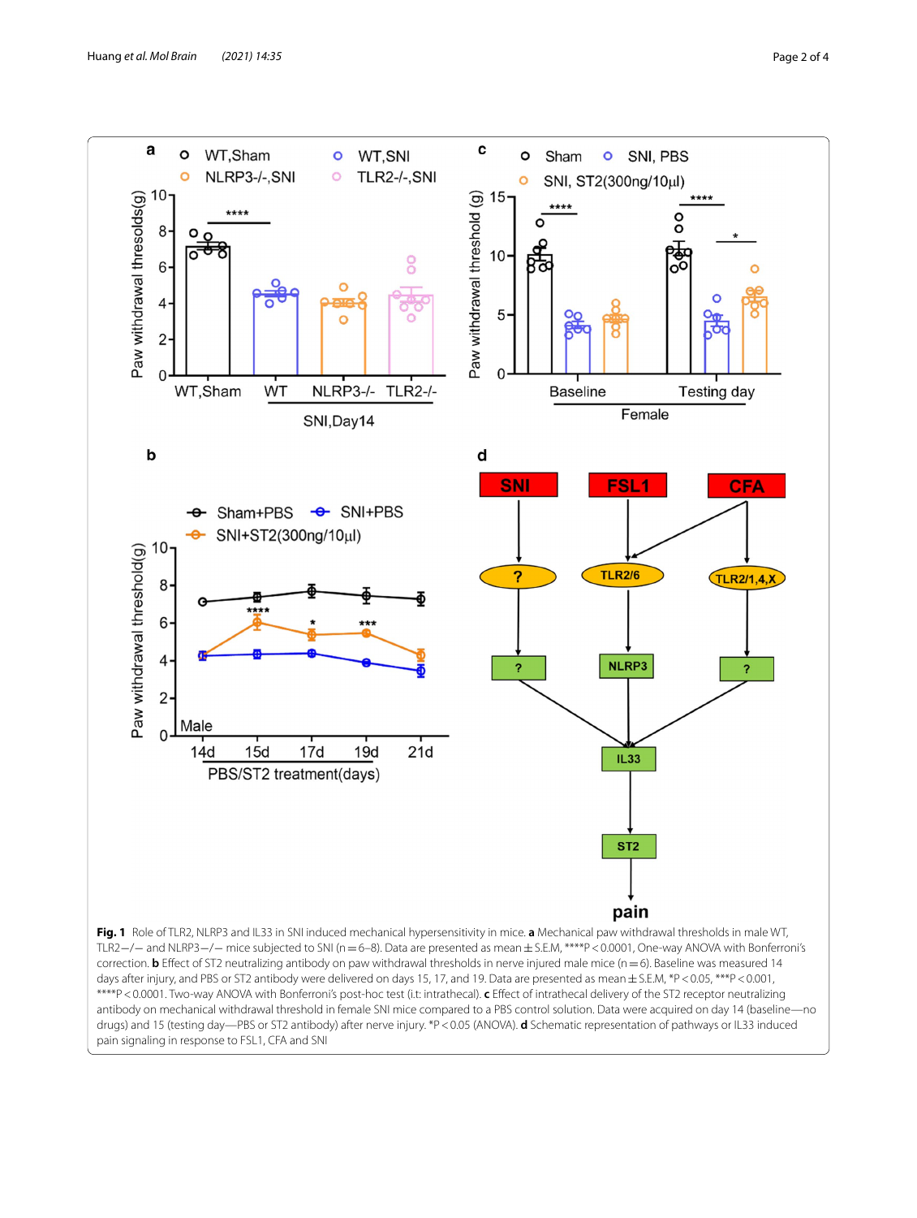**Fig. 1** Role of TLR2, NLRP3 and IL33 in SNI induced mechanical hypersensitivity in mice. **a** Mechanical paw withdrawal thresholds in male WT, TLR2−/− and NLRP3−/− mice subjected to SNI (n = 6–8). Data are presented as mean ± S.E.M, ****P < 0.0001, One-way ANOVA with Bonferroni's correction. **b** Effect of ST2 neutralizing antibody on paw withdrawal thresholds in nerve injured male mice (n = 6). Baseline was measured 14 days after injury, and PBS or ST2 antibody were delivered on days 15, 17, and 19. Data are presented as mean ± S.E.M, *P < 0.05, ***P < 0.001, ****P < 0.0001. Two-way ANOVA with Bonferroni's post-hoc test (i.t: intrathecal). **c** Effect of intrathecal delivery of the ST2 receptor neutralizing antibody on mechanical withdrawal threshold in female SNI mice compared to a PBS control solution. Data were acquired on day 14 (baseline—no drugs) and 15 (testing day—PBS or ST2 antibody) after nerve injury. *P < 0.05 (ANOVA). **d** Schematic representation of pathways or IL33 induced pain signaling in response to FSL1, CFA and SNI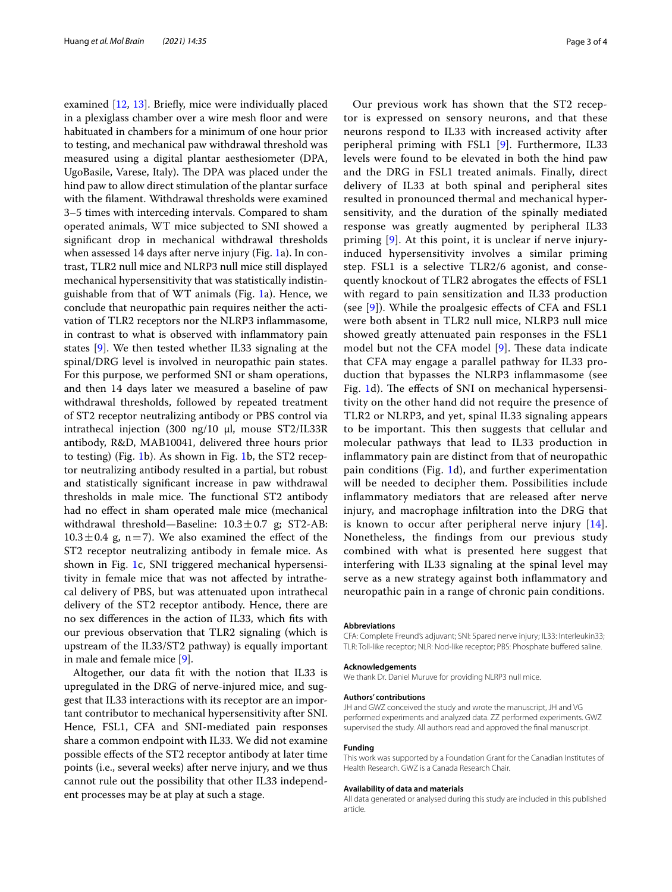examined [12, 13]. Briefly, mice were individually placed in a plexiglass chamber over a wire mesh floor and were habituated in chambers for a minimum of one hour prior to testing, and mechanical paw withdrawal threshold was measured using a digital plantar aesthesiometer (DPA, UgoBasile, Varese, Italy). The DPA was placed under the hind paw to allow direct stimulation of the plantar surface with the filament. Withdrawal thresholds were examined 3–5 times with interceding intervals. Compared to sham operated animals, WT mice subjected to SNI showed a significant drop in mechanical withdrawal thresholds when assessed 14 days after nerve injury (Fig. 1a). In contrast, TLR2 null mice and NLRP3 null mice still displayed mechanical hypersensitivity that was statistically indistinguishable from that of WT animals (Fig. 1a). Hence, we conclude that neuropathic pain requires neither the activation of TLR2 receptors nor the NLRP3 inflammasome, in contrast to what is observed with inflammatory pain states [9]. We then tested whether IL33 signaling at the spinal/DRG level is involved in neuropathic pain states. For this purpose, we performed SNI or sham operations, and then 14 days later we measured a baseline of paw withdrawal thresholds, followed by repeated treatment of ST2 receptor neutralizing antibody or PBS control via intrathecal injection (300 ng/10 µl, mouse ST2/IL33R antibody, R&D, MAB10041, delivered three hours prior to testing) (Fig. 1b). As shown in Fig. 1b, the ST2 receptor neutralizing antibody resulted in a partial, but robust and statistically significant increase in paw withdrawal thresholds in male mice. The functional ST2 antibody had no effect in sham operated male mice (mechanical withdrawal threshold—Baseline: $10.3 \pm 0.7$ g; ST2-AB: $10.3 \pm 0.4$ g, $n = 7$). We also examined the effect of the ST2 receptor neutralizing antibody in female mice. As shown in Fig. 1c, SNI triggered mechanical hypersensitivity in female mice that was not affected by intrathecal delivery of PBS, but was attenuated upon intrathecal delivery of the ST2 receptor antibody. Hence, there are no sex differences in the action of IL33, which fits with our previous observation that TLR2 signaling (which is upstream of the IL33/ST2 pathway) is equally important in male and female mice [9].

Altogether, our data fit with the notion that IL33 is upregulated in the DRG of nerve-injured mice, and suggest that IL33 interactions with its receptor are an important contributor to mechanical hypersensitivity after SNI. Hence, FSL1, CFA and SNI-mediated pain responses share a common endpoint with IL33. We did not examine possible effects of the ST2 receptor antibody at later time points (i.e., several weeks) after nerve injury, and we thus cannot rule out the possibility that other IL33 independent processes may be at play at such a stage.

Our previous work has shown that the ST2 receptor is expressed on sensory neurons, and that these neurons respond to IL33 with increased activity after peripheral priming with FSL1 [9]. Furthermore, IL33 levels were found to be elevated in both the hind paw and the DRG in FSL1 treated animals. Finally, direct delivery of IL33 at both spinal and peripheral sites resulted in pronounced thermal and mechanical hypersensitivity, and the duration of the spinally mediated response was greatly augmented by peripheral IL33 priming [9]. At this point, it is unclear if nerve injury-induced hypersensitivity involves a similar priming step. FSL1 is a selective TLR2/6 agonist, and consequently knockout of TLR2 abrogates the effects of FSL1 with regard to pain sensitization and IL33 production (see [9]). While the proalgesic effects of CFA and FSL1 were both absent in TLR2 null mice, NLRP3 null mice showed greatly attenuated pain responses in the FSL1 model but not the CFA model [9]. These data indicate that CFA may engage a parallel pathway for IL33 production that bypasses the NLRP3 inflammasome (see Fig. 1d). The effects of SNI on mechanical hypersensitivity on the other hand did not require the presence of TLR2 or NLRP3, and yet, spinal IL33 signaling appears to be important. This then suggests that cellular and molecular pathways that lead to IL33 production in inflammatory pain are distinct from that of neuropathic pain conditions (Fig. 1d), and further experimentation will be needed to decipher them. Possibilities include inflammatory mediators that are released after nerve injury, and macrophage infiltration into the DRG that is known to occur after peripheral nerve injury [14]. Nonetheless, the findings from our previous study combined with what is presented here suggest that interfering with IL33 signaling at the spinal level may serve as a new strategy against both inflammatory and neuropathic pain in a range of chronic pain conditions.

#### Abbreviations

CFA: Complete Freund's adjuvant; SNI: Spared nerve injury; IL33: Interleukin33; TLR: Toll-like receptor; NLR: Nod-like receptor; PBS: Phosphate buffered saline.

#### Acknowledgements

We thank Dr. Daniel Muruve for providing NLRP3 null mice.

#### Authors' contributions

JH and GWZ conceived the study and wrote the manuscript, JH and VG performed experiments and analyzed data. ZZ performed experiments. GWZ supervised the study. All authors read and approved the final manuscript.

#### Funding

This work was supported by a Foundation Grant for the Canadian Institutes of Health Research. GWZ is a Canada Research Chair.

#### Availability of data and materials

All data generated or analysed during this study are included in this published article.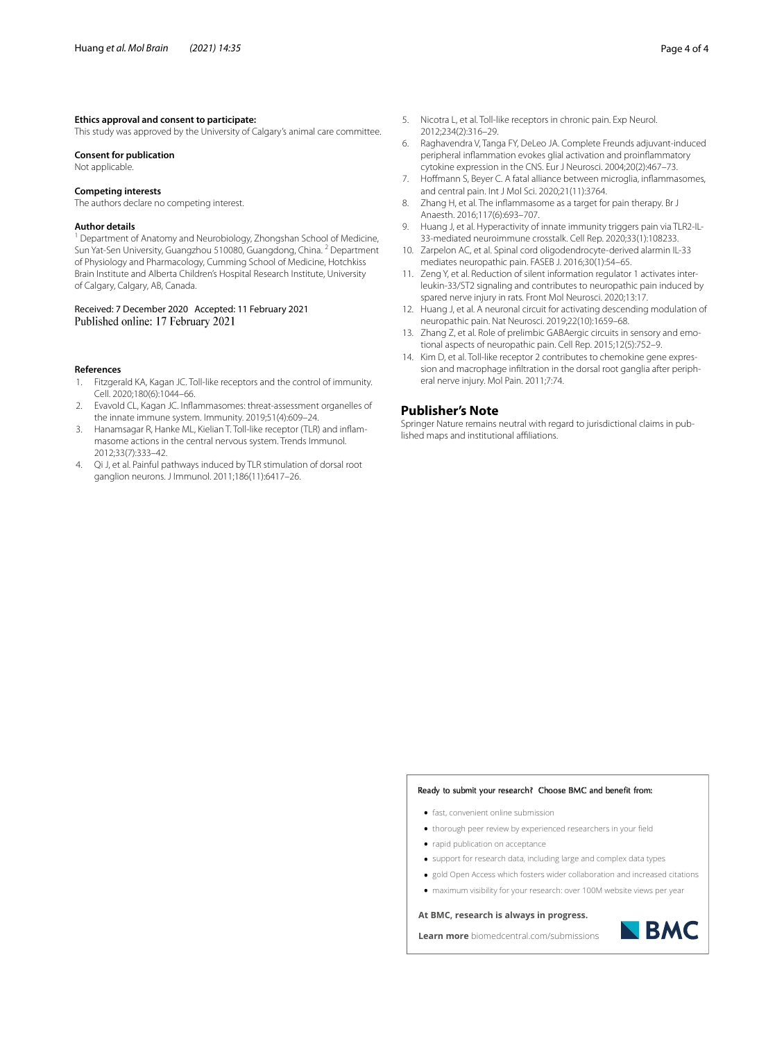**Ethics approval and consent to participate:**
This study was approved by the University of Calgary's animal care committee.

**Consent for publication**
Not applicable.

**Competing interests**
The authors declare no competing interest.

**Author details**
[1] Department of Anatomy and Neurobiology, Zhongshan School of Medicine, Sun Yat-Sen University, Guangzhou 510080, Guangdong, China. [2] Department of Physiology and Pharmacology, Cumming School of Medicine, Hotchkiss Brain Institute and Alberta Children's Hospital Research Institute, University of Calgary, Calgary, AB, Canada.

Received: 7 December 2020 Accepted: 11 February 2021
Published online: 17 February 2021

**References**

1. Fitzgerald KA, Kagan JC. Toll-like receptors and the control of immunity. Cell. 2020;180(6):1044–66.
2. Evavold CL, Kagan JC. Inflammasomes: threat-assessment organelles of the innate immune system. Immunity. 2019;51(4):609–24.
3. Hanamsagar R, Hanke ML, Kielian T. Toll-like receptor (TLR) and inflammasome actions in the central nervous system. Trends Immunol. 2012;33(7):333–42.
4. Qi J, et al. Painful pathways induced by TLR stimulation of dorsal root ganglion neurons. J Immunol. 2011;186(11):6417–26.
5. Nicotra L, et al. Toll-like receptors in chronic pain. Exp Neurol. 2012;234(2):316–29.
6. Raghavendra V, Tanga FY, DeLeo JA. Complete Freunds adjuvant-induced peripheral inflammation evokes glial activation and proinflammatory cytokine expression in the CNS. Eur J Neurosci. 2004;20(2):467–73.
7. Hoffmann S, Beyer C. A fatal alliance between microglia, inflammasomes, and central pain. Int J Mol Sci. 2020;21(11):3764.
8. Zhang H, et al. The inflammasome as a target for pain therapy. Br J Anaesth. 2016;117(6):693–707.
9. Huang J, et al. Hyperactivity of innate immunity triggers pain via TLR2-IL-33-mediated neuroimmune crosstalk. Cell Rep. 2020;33(1):108233.
10. Zarpelon AC, et al. Spinal cord oligodendrocyte-derived alarmin IL-33 mediates neuropathic pain. FASEB J. 2016;30(1):54–65.
11. Zeng Y, et al. Reduction of silent information regulator 1 activates interleukin-33/ST2 signaling and contributes to neuropathic pain induced by spared nerve injury in rats. Front Mol Neurosci. 2020;13:17.
12. Huang J, et al. A neuronal circuit for activating descending modulation of neuropathic pain. Nat Neurosci. 2019;22(10):1659–68.
13. Zhang Z, et al. Role of prelimbic GABAergic circuits in sensory and emotional aspects of neuropathic pain. Cell Rep. 2015;12(5):752–9.
14. Kim D, et al. Toll-like receptor 2 contributes to chemokine gene expression and macrophage infiltration in the dorsal root ganglia after peripheral nerve injury. Mol Pain. 2011;7:74.

## Publisher's Note

Springer Nature remains neutral with regard to jurisdictional claims in published maps and institutional affiliations.

Ready to submit your research? Choose BMC and benefit from:

- fast, convenient online submission
- thorough peer review by experienced researchers in your field
- rapid publication on acceptance
- support for research data, including large and complex data types
- gold Open Access which fosters wider collaboration and increased citations
- maximum visibility for your research: over 100M website views per year

**At BMC, research is always in progress.**

**Learn more** biomedcentral.com/submissions